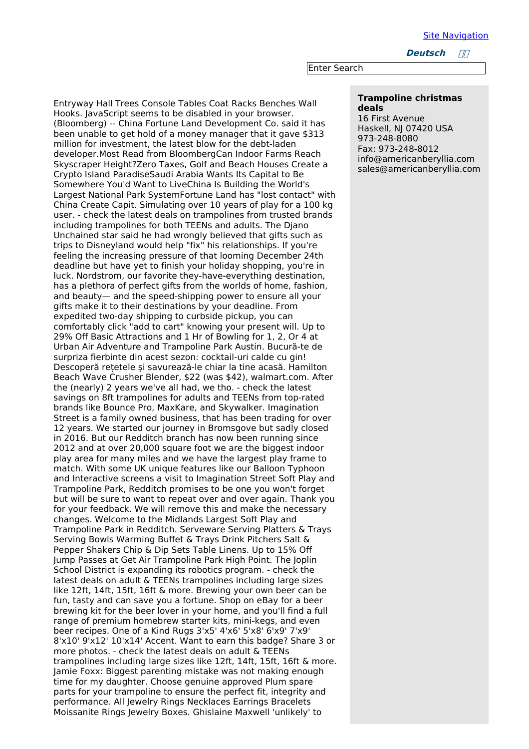[Site Navigation]

**Deutsch** 

Enter Search

Entryway Hall Trees Console Tables Coat Racks Benches Wall Hooks. JavaScript seems to be disabled in your browser. (Bloomberg) -- China Fortune Land Development Co. said it has been unable to get hold of a money manager that it gave $313 million for investment, the latest blow for the debt-laden developer.Most Read from BloombergCan Indoor Farms Reach Skyscraper Height?Zero Taxes, Golf and Beach Houses Create a Crypto Island ParadiseSaudi Arabia Wants Its Capital to Be Somewhere You'd Want to LiveChina Is Building the World's Largest National Park SystemFortune Land has "lost contact" with China Create Capit. Simulating over 10 years of play for a 100 kg user. - check the latest deals on trampolines from trusted brands including trampolines for both TEENs and adults. The Djano Unchained star said he had wrongly believed that gifts such as trips to Disneyland would help "fix" his relationships. If you're feeling the increasing pressure of that looming December 24th deadline but have yet to finish your holiday shopping, you're in luck. Nordstrom, our favorite they-have-everything destination, has a plethora of perfect gifts from the worlds of home, fashion, and beauty— and the speed-shipping power to ensure all your gifts make it to their destinations by your deadline. From expedited two-day shipping to curbside pickup, you can comfortably click "add to cart" knowing your present will. Up to 29% Off Basic Attractions and 1 Hr of Bowling for 1, 2, Or 4 at Urban Air Adventure and Trampoline Park Austin. Bucură-te de surpriza fierbinte din acest sezon: cocktail-uri calde cu gin! Descoperă rețetele și savurează-le chiar la tine acasă. Hamilton Beach Wave Crusher Blender, $22 (was $42), walmart.com. After the (nearly) 2 years we've all had, we tho. - check the latest savings on 8ft trampolines for adults and TEENs from top-rated brands like Bounce Pro, MaxKare, and Skywalker. Imagination Street is a family owned business, that has been trading for over 12 years. We started our journey in Bromsgove but sadly closed in 2016. But our Redditch branch has now been running since 2012 and at over 20,000 square foot we are the biggest indoor play area for many miles and we have the largest play frame to match. With some UK unique features like our Balloon Typhoon and Interactive screens a visit to Imagination Street Soft Play and Trampoline Park, Redditch promises to be one you won't forget but will be sure to want to repeat over and over again. Thank you for your feedback. We will remove this and make the necessary changes. Welcome to the Midlands Largest Soft Play and Trampoline Park in Redditch. Serveware Serving Platters & Trays Serving Bowls Warming Buffet & Trays Drink Pitchers Salt & Pepper Shakers Chip & Dip Sets Table Linens. Up to 15% Off Jump Passes at Get Air Trampoline Park High Point. The Joplin School District is expanding its robotics program. - check the latest deals on adult & TEENs trampolines including large sizes like 12ft, 14ft, 15ft, 16ft & more. Brewing your own beer can be fun, tasty and can save you a fortune. Shop on eBay for a beer brewing kit for the beer lover in your home, and you'll find a full range of premium homebrew starter kits, mini-kegs, and even beer recipes. One of a Kind Rugs 3'x5' 4'x6' 5'x8' 6'x9' 7'x9' 8'x10' 9'x12' 10'x14' Accent. Want to earn this badge? Share 3 or more photos. - check the latest deals on adult & TEENs trampolines including large sizes like 12ft, 14ft, 15ft, 16ft & more. Jamie Foxx: Biggest parenting mistake was not making enough time for my daughter. Choose genuine approved Plum spare parts for your trampoline to ensure the perfect fit, integrity and performance. All Jewelry Rings Necklaces Earrings Bracelets Moissanite Rings Jewelry Boxes. Ghislaine Maxwell 'unlikely' to

**Trampoline christmas deals**

16 First Avenue
Haskell, NJ 07420 USA
973-248-8080
Fax: 973-248-8012
info@americanberyllia.com
sales@americanberyllia.com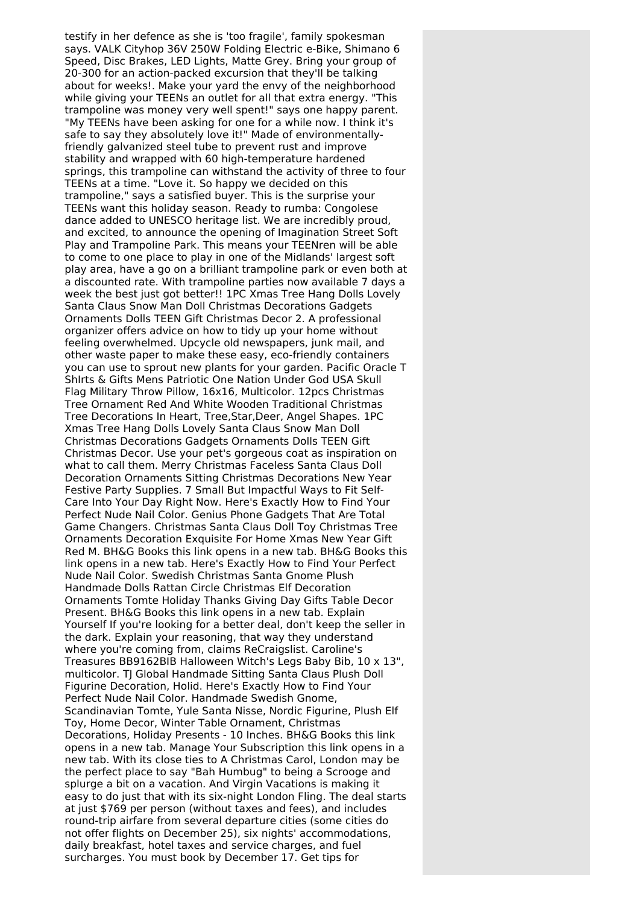testify in her defence as she is 'too fragile', family spokesman says. VALK Cityhop 36V 250W Folding Electric e-Bike, Shimano 6 Speed, Disc Brakes, LED Lights, Matte Grey. Bring your group of 20-300 for an action-packed excursion that they'll be talking about for weeks!. Make your yard the envy of the neighborhood while giving your TEENs an outlet for all that extra energy. "This trampoline was money very well spent!" says one happy parent. "My TEENs have been asking for one for a while now. I think it's safe to say they absolutely love it!" Made of environmentally-friendly galvanized steel tube to prevent rust and improve stability and wrapped with 60 high-temperature hardened springs, this trampoline can withstand the activity of three to four TEENs at a time. "Love it. So happy we decided on this trampoline," says a satisfied buyer. This is the surprise your TEENs want this holiday season. Ready to rumba: Congolese dance added to UNESCO heritage list. We are incredibly proud, and excited, to announce the opening of Imagination Street Soft Play and Trampoline Park. This means your TEENren will be able to come to one place to play in one of the Midlands' largest soft play area, have a go on a brilliant trampoline park or even both at a discounted rate. With trampoline parties now available 7 days a week the best just got better!! 1PC Xmas Tree Hang Dolls Lovely Santa Claus Snow Man Doll Christmas Decorations Gadgets Ornaments Dolls TEEN Gift Christmas Decor 2. A professional organizer offers advice on how to tidy up your home without feeling overwhelmed. Upcycle old newspapers, junk mail, and other waste paper to make these easy, eco-friendly containers you can use to sprout new plants for your garden. Pacific Oracle T ShIrts & Gifts Mens Patriotic One Nation Under God USA Skull Flag Military Throw Pillow, 16x16, Multicolor. 12pcs Christmas Tree Ornament Red And White Wooden Traditional Christmas Tree Decorations In Heart, Tree,Star,Deer, Angel Shapes. 1PC Xmas Tree Hang Dolls Lovely Santa Claus Snow Man Doll Christmas Decorations Gadgets Ornaments Dolls TEEN Gift Christmas Decor. Use your pet's gorgeous coat as inspiration on what to call them. Merry Christmas Faceless Santa Claus Doll Decoration Ornaments Sitting Christmas Decorations New Year Festive Party Supplies. 7 Small But Impactful Ways to Fit Self-Care Into Your Day Right Now. Here's Exactly How to Find Your Perfect Nude Nail Color. Genius Phone Gadgets That Are Total Game Changers. Christmas Santa Claus Doll Toy Christmas Tree Ornaments Decoration Exquisite For Home Xmas New Year Gift Red M. BH&G Books this link opens in a new tab. BH&G Books this link opens in a new tab. Here's Exactly How to Find Your Perfect Nude Nail Color. Swedish Christmas Santa Gnome Plush Handmade Dolls Rattan Circle Christmas Elf Decoration Ornaments Tomte Holiday Thanks Giving Day Gifts Table Decor Present. BH&G Books this link opens in a new tab. Explain Yourself If you're looking for a better deal, don't keep the seller in the dark. Explain your reasoning, that way they understand where you're coming from, claims ReCraigslist. Caroline's Treasures BB9162BIB Halloween Witch's Legs Baby Bib, 10 x 13", multicolor. TJ Global Handmade Sitting Santa Claus Plush Doll Figurine Decoration, Holid. Here's Exactly How to Find Your Perfect Nude Nail Color. Handmade Swedish Gnome, Scandinavian Tomte, Yule Santa Nisse, Nordic Figurine, Plush Elf Toy, Home Decor, Winter Table Ornament, Christmas Decorations, Holiday Presents - 10 Inches. BH&G Books this link opens in a new tab. Manage Your Subscription this link opens in a new tab. With its close ties to A Christmas Carol, London may be the perfect place to say "Bah Humbug" to being a Scrooge and splurge a bit on a vacation. And Virgin Vacations is making it easy to do just that with its six-night London Fling. The deal starts at just $769 per person (without taxes and fees), and includes round-trip airfare from several departure cities (some cities do not offer flights on December 25), six nights' accommodations, daily breakfast, hotel taxes and service charges, and fuel surcharges. You must book by December 17. Get tips for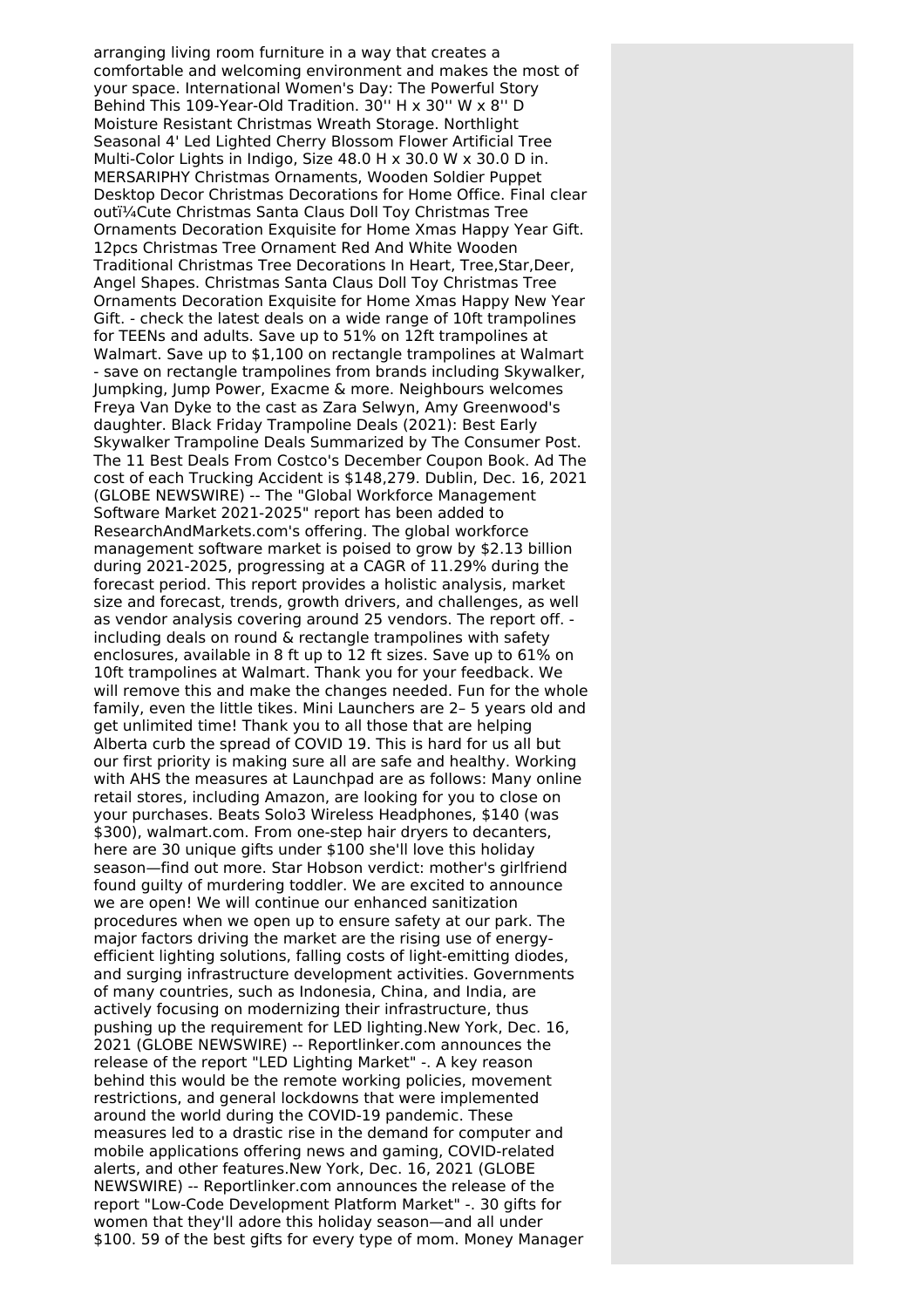arranging living room furniture in a way that creates a comfortable and welcoming environment and makes the most of your space. International Women's Day: The Powerful Story Behind This 109-Year-Old Tradition. 30'' H x 30'' W x 8'' D Moisture Resistant Christmas Wreath Storage. Northlight Seasonal 4' Led Lighted Cherry Blossom Flower Artificial Tree Multi-Color Lights in Indigo, Size 48.0 H x 30.0 W x 30.0 D in. MERSARIPHY Christmas Ornaments, Wooden Soldier Puppet Desktop Decor Christmas Decorations for Home Office. Final clear outï¼Cute Christmas Santa Claus Doll Toy Christmas Tree Ornaments Decoration Exquisite for Home Xmas Happy Year Gift. 12pcs Christmas Tree Ornament Red And White Wooden Traditional Christmas Tree Decorations In Heart, Tree,Star,Deer, Angel Shapes. Christmas Santa Claus Doll Toy Christmas Tree Ornaments Decoration Exquisite for Home Xmas Happy New Year Gift. - check the latest deals on a wide range of 10ft trampolines for TEENs and adults. Save up to 51% on 12ft trampolines at Walmart. Save up to $1,100 on rectangle trampolines at Walmart - save on rectangle trampolines from brands including Skywalker, Jumpking, Jump Power, Exacme & more. Neighbours welcomes Freya Van Dyke to the cast as Zara Selwyn, Amy Greenwood's daughter. Black Friday Trampoline Deals (2021): Best Early Skywalker Trampoline Deals Summarized by The Consumer Post. The 11 Best Deals From Costco's December Coupon Book. Ad The cost of each Trucking Accident is $148,279. Dublin, Dec. 16, 2021 (GLOBE NEWSWIRE) -- The "Global Workforce Management Software Market 2021-2025" report has been added to ResearchAndMarkets.com's offering. The global workforce management software market is poised to grow by $2.13 billion during 2021-2025, progressing at a CAGR of 11.29% during the forecast period. This report provides a holistic analysis, market size and forecast, trends, growth drivers, and challenges, as well as vendor analysis covering around 25 vendors. The report off. - including deals on round & rectangle trampolines with safety enclosures, available in 8 ft up to 12 ft sizes. Save up to 61% on 10ft trampolines at Walmart. Thank you for your feedback. We will remove this and make the changes needed. Fun for the whole family, even the little tikes. Mini Launchers are 2– 5 years old and get unlimited time! Thank you to all those that are helping Alberta curb the spread of COVID 19. This is hard for us all but our first priority is making sure all are safe and healthy. Working with AHS the measures at Launchpad are as follows: Many online retail stores, including Amazon, are looking for you to close on your purchases. Beats Solo3 Wireless Headphones, $140 (was $300), walmart.com. From one-step hair dryers to decanters, here are 30 unique gifts under $100 she'll love this holiday season—find out more. Star Hobson verdict: mother's girlfriend found guilty of murdering toddler. We are excited to announce we are open! We will continue our enhanced sanitization procedures when we open up to ensure safety at our park. The major factors driving the market are the rising use of energy-efficient lighting solutions, falling costs of light-emitting diodes, and surging infrastructure development activities. Governments of many countries, such as Indonesia, China, and India, are actively focusing on modernizing their infrastructure, thus pushing up the requirement for LED lighting.New York, Dec. 16, 2021 (GLOBE NEWSWIRE) -- Reportlinker.com announces the release of the report "LED Lighting Market" -. A key reason behind this would be the remote working policies, movement restrictions, and general lockdowns that were implemented around the world during the COVID-19 pandemic. These measures led to a drastic rise in the demand for computer and mobile applications offering news and gaming, COVID-related alerts, and other features.New York, Dec. 16, 2021 (GLOBE NEWSWIRE) -- Reportlinker.com announces the release of the report "Low-Code Development Platform Market" -. 30 gifts for women that they'll adore this holiday season—and all under $100. 59 of the best gifts for every type of mom. Money Manager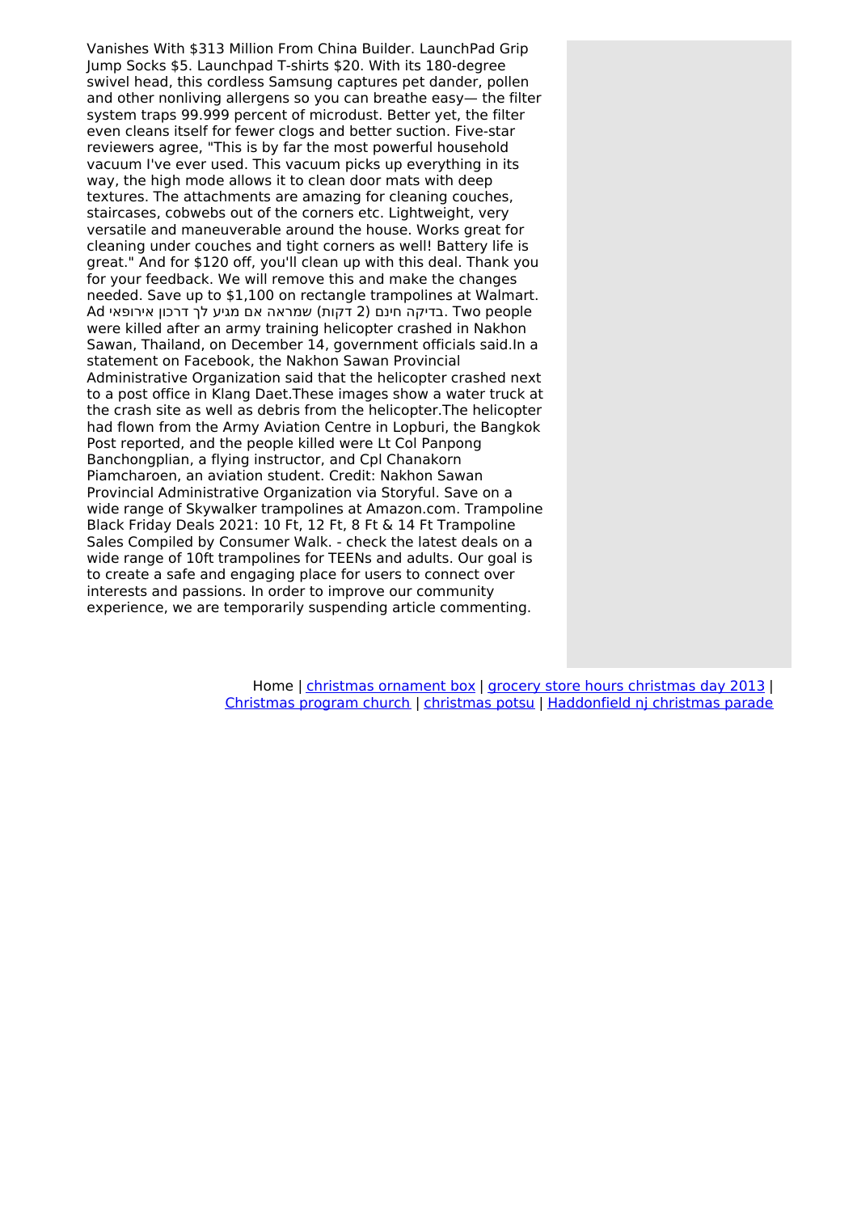Vanishes With $313 Million From China Builder. LaunchPad Grip Jump Socks $5. Launchpad T-shirts $20. With its 180-degree swivel head, this cordless Samsung captures pet dander, pollen and other nonliving allergens so you can breathe easy— the filter system traps 99.999 percent of microdust. Better yet, the filter even cleans itself for fewer clogs and better suction. Five-star reviewers agree, "This is by far the most powerful household vacuum I've ever used. This vacuum picks up everything in its way, the high mode allows it to clean door mats with deep textures. The attachments are amazing for cleaning couches, staircases, cobwebs out of the corners etc. Lightweight, very versatile and maneuverable around the house. Works great for cleaning under couches and tight corners as well! Battery life is great." And for $120 off, you'll clean up with this deal. Thank you for your feedback. We will remove this and make the changes needed. Save up to $1,100 on rectangle trampolines at Walmart. Ad בדיקה חינם (2 דקות) שמראה אם מגיע לך דרכון אירופאי. Two people were killed after an army training helicopter crashed in Nakhon Sawan, Thailand, on December 14, government officials said.In a statement on Facebook, the Nakhon Sawan Provincial Administrative Organization said that the helicopter crashed next to a post office in Klang Daet.These images show a water truck at the crash site as well as debris from the helicopter.The helicopter had flown from the Army Aviation Centre in Lopburi, the Bangkok Post reported, and the people killed were Lt Col Panpong Banchongplian, a flying instructor, and Cpl Chanakorn Piamcharoen, an aviation student. Credit: Nakhon Sawan Provincial Administrative Organization via Storyful. Save on a wide range of Skywalker trampolines at Amazon.com. Trampoline Black Friday Deals 2021: 10 Ft, 12 Ft, 8 Ft & 14 Ft Trampoline Sales Compiled by Consumer Walk. - check the latest deals on a wide range of 10ft trampolines for TEENs and adults. Our goal is to create a safe and engaging place for users to connect over interests and passions. In order to improve our community experience, we are temporarily suspending article commenting.

Home | christmas ornament box | grocery store hours christmas day 2013 | Christmas program church | christmas potsu | Haddonfield nj christmas parade